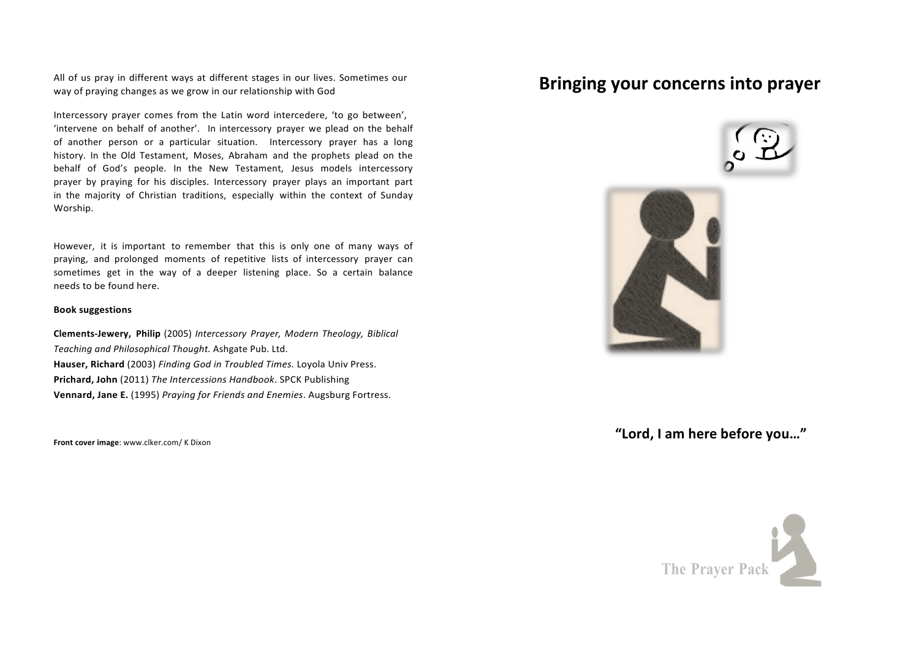All of us pray in different ways at different stages in our lives. Sometimes our way of praying changes as we grow in our relationship with God

Intercessory prayer comes from the Latin word intercedere, 'to go between', 'intervene on behalf of another'. In intercessory prayer we plead on the behalf of another person or a particular situation. Intercessory prayer has a long history. In the Old Testament, Moses, Abraham and the prophets plead on the behalf of God's people. In the New Testament, Jesus models intercessory prayer by praying for his disciples. Intercessory prayer plays an important part in the majority of Christian traditions, especially within the context of Sunday Worship.

However, it is important to remember that this is only one of many ways of praying, and prolonged moments of repetitive lists of intercessory prayer can sometimes get in the way of a deeper listening place. So a certain balance needs to be found here.

**Book suggestions**

**Clements-Jewery, Philip** (2005) *Intercessory Prayer, Modern Theology, Biblical Teaching and Philosophical Thought.* Ashgate Pub. Ltd.
**Hauser, Richard** (2003) *Finding God in Troubled Times.* Loyola Univ Press.
**Prichard, John** (2011) *The Intercessions Handbook*. SPCK Publishing
**Vennard, Jane E.** (1995) *Praying for Friends and Enemies*. Augsburg Fortress.

**Front cover image**: www.clker.com/ K Dixon

# Bringing your concerns into prayer

**"Lord, I am here before you…"**

The Prayer Pack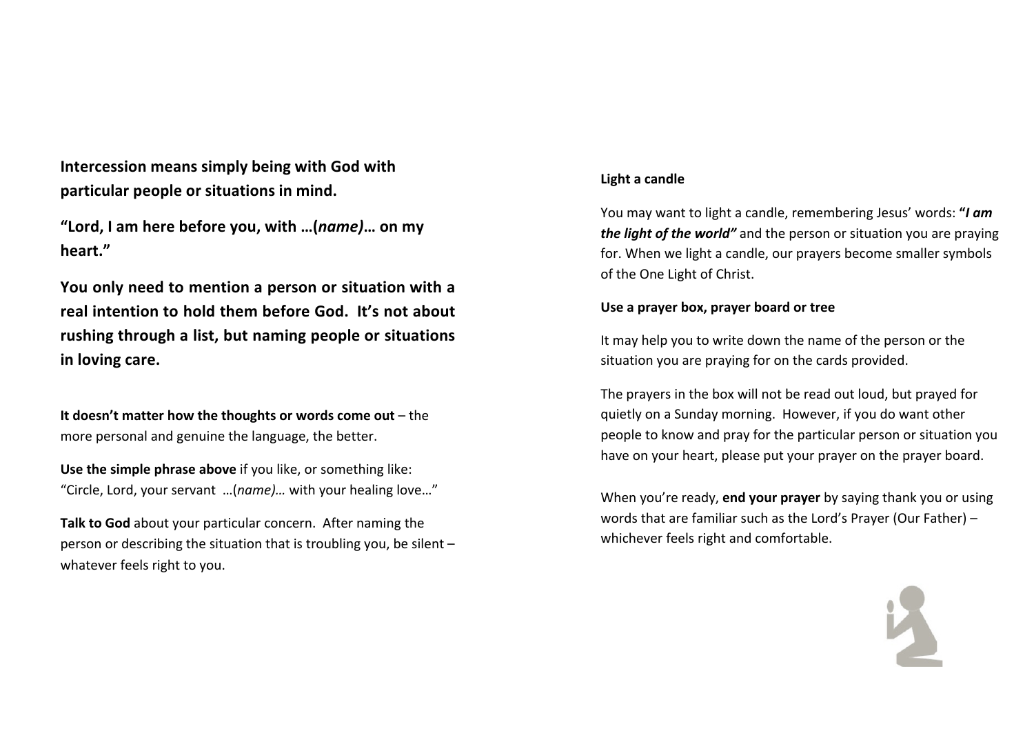**Intercession means simply being with God with particular people or situations in mind.**

**"Lord, I am here before you, with …(*name*)… on my heart."**

**You only need to mention a person or situation with a real intention to hold them before God. It's not about rushing through a list, but naming people or situations in loving care.**

**It doesn't matter how the thoughts or words come out** – the more personal and genuine the language, the better.

**Use the simple phrase above** if you like, or something like: "Circle, Lord, your servant …(*name)*… with your healing love…"

**Talk to God** about your particular concern. After naming the person or describing the situation that is troubling you, be silent – whatever feels right to you.

**Light a candle**

You may want to light a candle, remembering Jesus' words: **"*I am the light of the world"*** and the person or situation you are praying for. When we light a candle, our prayers become smaller symbols of the One Light of Christ.

**Use a prayer box, prayer board or tree**

It may help you to write down the name of the person or the situation you are praying for on the cards provided.

The prayers in the box will not be read out loud, but prayed for quietly on a Sunday morning. However, if you do want other people to know and pray for the particular person or situation you have on your heart, please put your prayer on the prayer board.

When you're ready, **end your prayer** by saying thank you or using words that are familiar such as the Lord's Prayer (Our Father) – whichever feels right and comfortable.